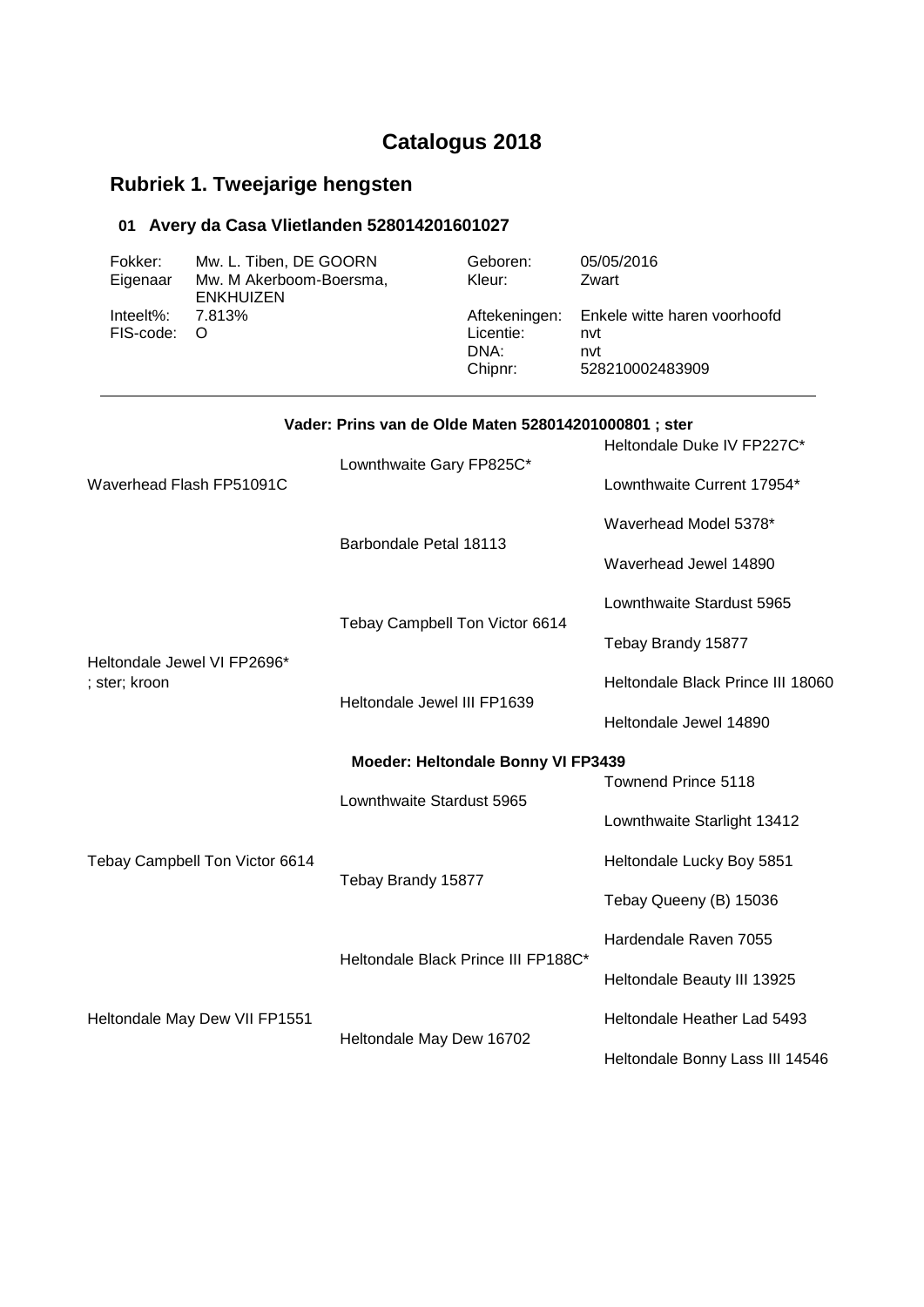# Catalogus 2018

## Rubriek 1. Tweejarige hengsten

### 01 Avery da Casa Vlietlanden 528014201601027

| | | | |
|---|---|---|---|
| Fokker: | Mw. L. Tiben, DE GOORN | Geboren: | 05/05/2016 |
| Eigenaar | Mw. M Akerboom-Boersma, ENKHUIZEN | Kleur: | Zwart |
| Inteelt%: | 7.813% | Aftekeningen: | Enkele witte haren voorhoofd |
| FIS-code: | O | Licentie: | nvt |
| | | DNA: | nvt |
| | | Chipnr: | 528210002483909 |

---

**Vader: Prins van de Olde Maten 528014201000801 ; ster**

| | | |
|---|---|---|
| Waverhead Flash FP51091C | Lownthwaite Gary FP825C* | Heltondale Duke IV FP227C* |
| | | Lownthwaite Current 17954* |
| | Barbondale Petal 18113 | Waverhead Model 5378* |
| | | Waverhead Jewel 14890 |
| Heltondale Jewel VI FP2696* ; ster; kroon | Tebay Campbell Ton Victor 6614 | Lownthwaite Stardust 5965 |
| | | Tebay Brandy 15877 |
| | Heltondale Jewel III FP1639 | Heltondale Black Prince III 18060 |
| | | Heltondale Jewel 14890 |

**Moeder: Heltondale Bonny VI FP3439**

| | | |
|---|---|---|
| Tebay Campbell Ton Victor 6614 | Lownthwaite Stardust 5965 | Townend Prince 5118 |
| | | Lownthwaite Starlight 13412 |
| | Tebay Brandy 15877 | Heltondale Lucky Boy 5851 |
| | | Tebay Queeny (B) 15036 |
| Heltondale May Dew VII FP1551 | Heltondale Black Prince III FP188C* | Hardendale Raven 7055 |
| | | Heltondale Beauty III 13925 |
| | Heltondale May Dew 16702 | Heltondale Heather Lad 5493 |
| | | Heltondale Bonny Lass III 14546 |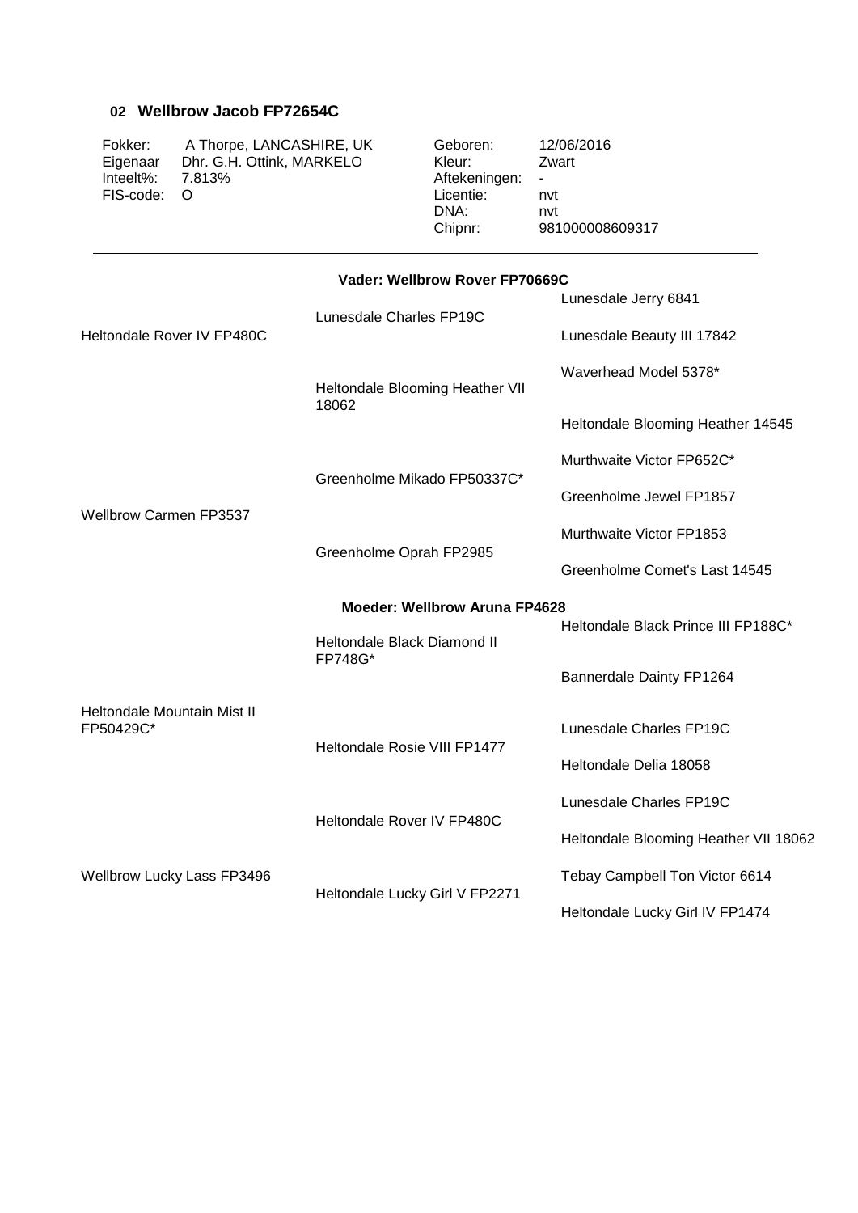## 02 Wellbrow Jacob FP72654C

| | | | |
|---|---|---|---|
| Fokker: | A Thorpe, LANCASHIRE, UK | Geboren: | 12/06/2016 |
| Eigenaar | Dhr. G.H. Ottink, MARKELO | Kleur: | Zwart |
| Inteelt%: | 7.813% | Aftekeningen: | - |
| FIS-code: | O | Licentie: | nvt |
| | | DNA: | nvt |
| | | Chipnr: | 981000008609317 |

---

**Vader: Wellbrow Rover FP70669C**

| | | |
|---|---|---|
| Heltondale Rover IV FP480C | Lunesdale Charles FP19C | Lunesdale Jerry 6841 |
| | | Lunesdale Beauty III 17842 |
| | Heltondale Blooming Heather VII 18062 | Waverhead Model 5378* |
| | | Heltondale Blooming Heather 14545 |
| Wellbrow Carmen FP3537 | Greenholme Mikado FP50337C* | Murthwaite Victor FP652C* |
| | | Greenholme Jewel FP1857 |
| | Greenholme Oprah FP2985 | Murthwaite Victor FP1853 |
| | | Greenholme Comet's Last 14545 |

**Moeder: Wellbrow Aruna FP4628**

| | | |
|---|---|---|
| Heltondale Mountain Mist II FP50429C* | Heltondale Black Diamond II FP748G* | Heltondale Black Prince III FP188C* |
| | | Bannerdale Dainty FP1264 |
| | Heltondale Rosie VIII FP1477 | Lunesdale Charles FP19C |
| | | Heltondale Delia 18058 |
| Wellbrow Lucky Lass FP3496 | Heltondale Rover IV FP480C | Lunesdale Charles FP19C |
| | | Heltondale Blooming Heather VII 18062 |
| | Heltondale Lucky Girl V FP2271 | Tebay Campbell Ton Victor 6614 |
| | | Heltondale Lucky Girl IV FP1474 |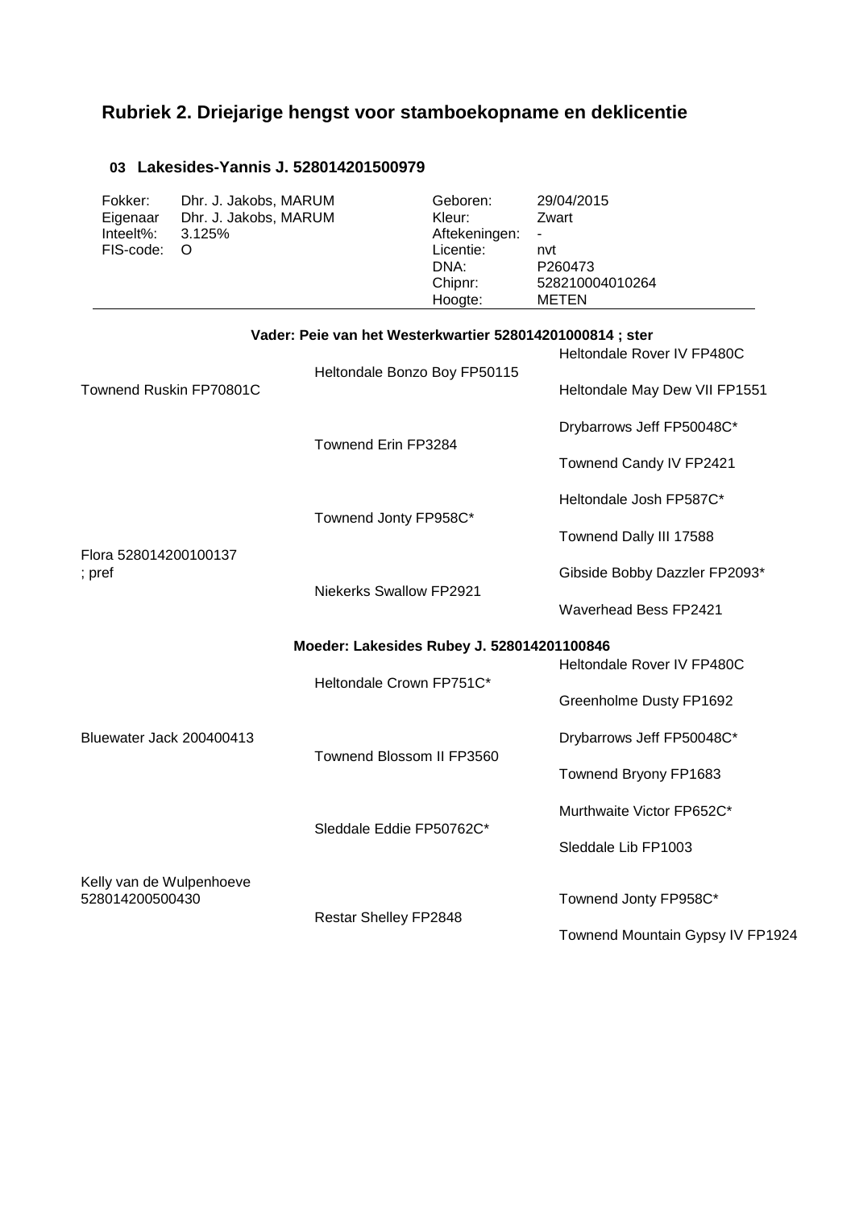## Rubriek 2. Driejarige hengst voor stamboekopname en deklicentie

### 03 Lakesides-Yannis J. 528014201500979

| | | | |
|---|---|---|---|
| Fokker: | Dhr. J. Jakobs, MARUM | Geboren: | 29/04/2015 |
| Eigenaar | Dhr. J. Jakobs, MARUM | Kleur: | Zwart |
| Inteelt%: | 3.125% | Aftekeningen: | - |
| FIS-code: | O | Licentie: | nvt |
| | | DNA: | P260473 |
| | | Chipnr: | 528210004010264 |
| | | Hoogte: | METEN |

**Vader: Peie van het Westerkwartier 528014201000814 ; ster**

| | | |
|---|---|---|
| Townend Ruskin FP70801C | Heltondale Bonzo Boy FP50115 | Heltondale Rover IV FP480C |
| | | Heltondale May Dew VII FP1551 |
| | Townend Erin FP3284 | Drybarrows Jeff FP50048C* |
| | | Townend Candy IV FP2421 |
| Flora 528014200100137 ; pref | Townend Jonty FP958C* | Heltondale Josh FP587C* |
| | | Townend Dally III 17588 |
| | Niekerks Swallow FP2921 | Gibside Bobby Dazzler FP2093* |
| | | Waverhead Bess FP2421 |

**Moeder: Lakesides Rubey J. 528014201100846**

| | | |
|---|---|---|
| Bluewater Jack 200400413 | Heltondale Crown FP751C* | Heltondale Rover IV FP480C |
| | | Greenholme Dusty FP1692 |
| | Townend Blossom II FP3560 | Drybarrows Jeff FP50048C* |
| | | Townend Bryony FP1683 |
| Kelly van de Wulpenhoeve 528014200500430 | Sleddale Eddie FP50762C* | Murthwaite Victor FP652C* |
| | | Sleddale Lib FP1003 |
| | Restar Shelley FP2848 | Townend Jonty FP958C* |
| | | Townend Mountain Gypsy IV FP1924 |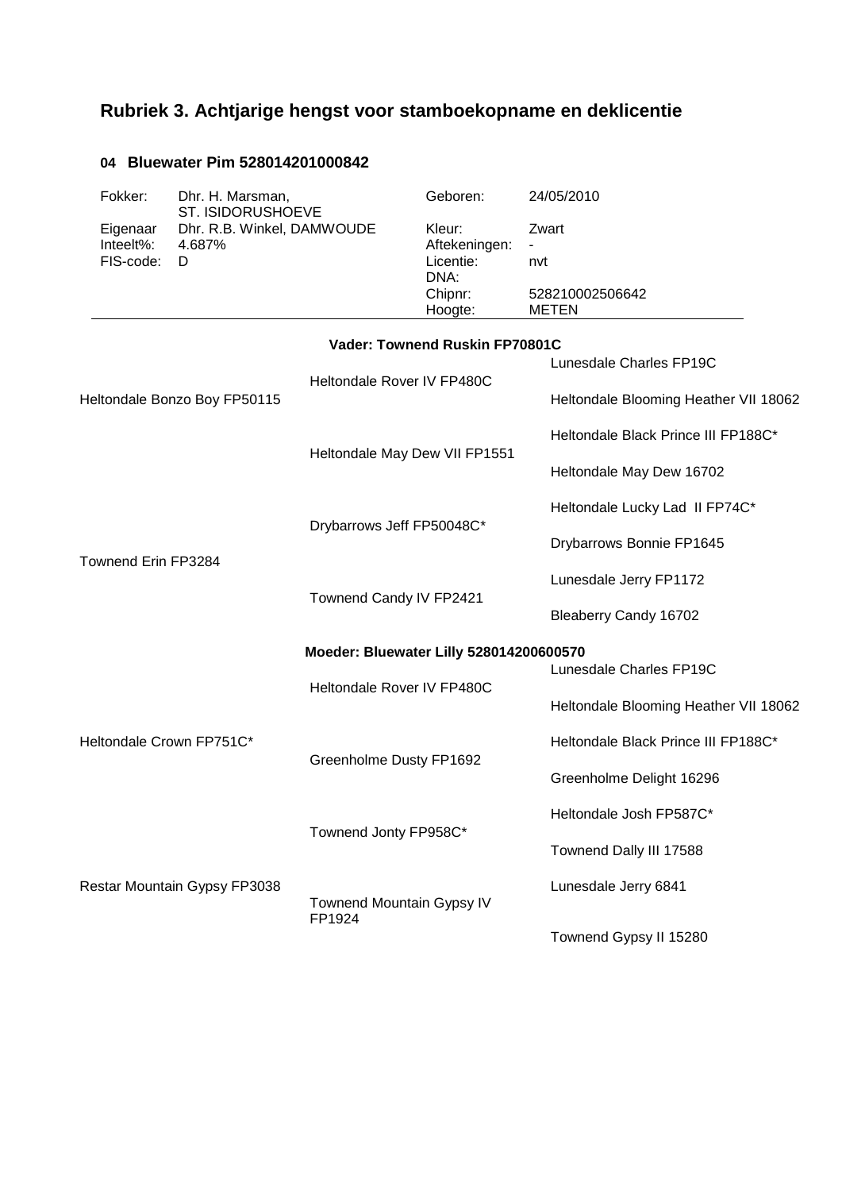## Rubriek 3. Achtjarige hengst voor stamboekopname en deklicentie

### 04 Bluewater Pim 528014201000842

| | | | |
|---|---|---|---|
| Fokker: | Dhr. H. Marsman, ST. ISIDORUSHOEVE | Geboren: | 24/05/2010 |
| Eigenaar | Dhr. R.B. Winkel, DAMWOUDE | Kleur: | Zwart |
| Inteelt%: | 4.687% | Aftekeningen: | - |
| FIS-code: | D | Licentie: | nvt |
| | | DNA: | |
| | | Chipnr: | 528210002506642 |
| | | Hoogte: | METEN |

**Vader: Townend Ruskin FP70801C**

| | | |
|---|---|---|
| Heltondale Bonzo Boy FP50115 | Heltondale Rover IV FP480C | Lunesdale Charles FP19C |
| | | Heltondale Blooming Heather VII 18062 |
| | Heltondale May Dew VII FP1551 | Heltondale Black Prince III FP188C* |
| | | Heltondale May Dew 16702 |
| Townend Erin FP3284 | Drybarrows Jeff FP50048C* | Heltondale Lucky Lad II FP74C* |
| | | Drybarrows Bonnie FP1645 |
| | Townend Candy IV FP2421 | Lunesdale Jerry FP1172 |
| | | Bleaberry Candy 16702 |

**Moeder: Bluewater Lilly 528014200600570**

| | | |
|---|---|---|
| Heltondale Crown FP751C* | Heltondale Rover IV FP480C | Lunesdale Charles FP19C |
| | | Heltondale Blooming Heather VII 18062 |
| | Greenholme Dusty FP1692 | Heltondale Black Prince III FP188C* |
| | | Greenholme Delight 16296 |
| Restar Mountain Gypsy FP3038 | Townend Jonty FP958C* | Heltondale Josh FP587C* |
| | | Townend Dally III 17588 |
| | Townend Mountain Gypsy IV FP1924 | Lunesdale Jerry 6841 |
| | | Townend Gypsy II 15280 |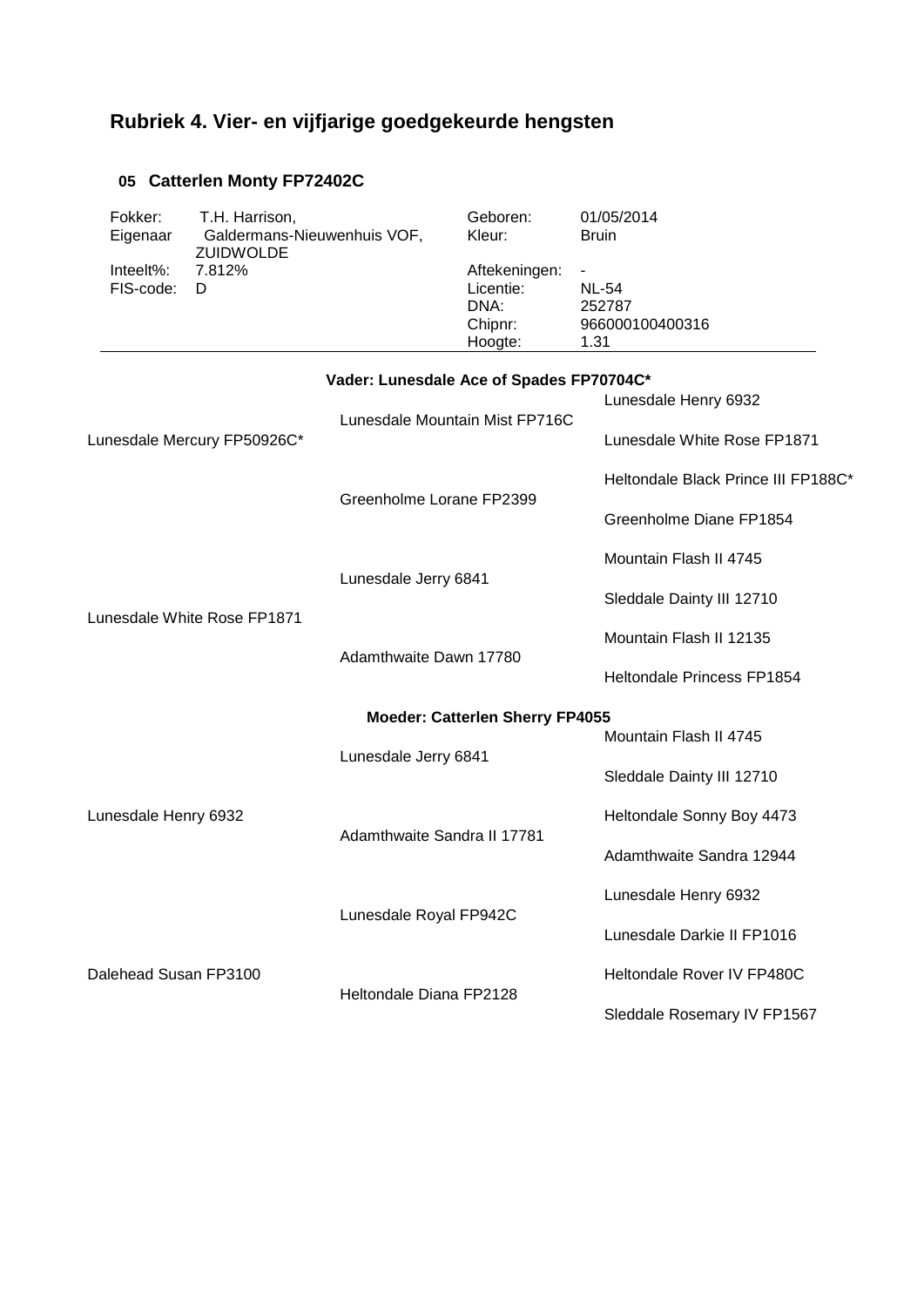## Rubriek 4. Vier- en vijfjarige goedgekeurde hengsten

### 05 Catterlen Monty FP72402C

| | | | |
|---|---|---|---|
| Fokker: | T.H. Harrison, | Geboren: | 01/05/2014 |
| Eigenaar | Galdermans-Nieuwenhuis VOF, ZUIDWOLDE | Kleur: | Bruin |
| Inteelt%: | 7.812% | Aftekeningen: | - |
| FIS-code: | D | Licentie: | NL-54 |
| | | DNA: | 252787 |
| | | Chipnr: | 966000100400316 |
| | | Hoogte: | 1.31 |

**Vader: Lunesdale Ace of Spades FP70704C***

| | | |
|---|---|---|
| Lunesdale Mercury FP50926C* | Lunesdale Mountain Mist FP716C | Lunesdale Henry 6932 |
| | | Lunesdale White Rose FP1871 |
| | Greenholme Lorane FP2399 | Heltondale Black Prince III FP188C* |
| | | Greenholme Diane FP1854 |
| Lunesdale White Rose FP1871 | Lunesdale Jerry 6841 | Mountain Flash II 4745 |
| | | Sleddale Dainty III 12710 |
| | Adamthwaite Dawn 17780 | Mountain Flash II 12135 |
| | | Heltondale Princess FP1854 |

**Moeder: Catterlen Sherry FP4055**

| | | |
|---|---|---|
| Lunesdale Henry 6932 | Lunesdale Jerry 6841 | Mountain Flash II 4745 |
| | | Sleddale Dainty III 12710 |
| | Adamthwaite Sandra II 17781 | Heltondale Sonny Boy 4473 |
| | | Adamthwaite Sandra 12944 |
| Dalehead Susan FP3100 | Lunesdale Royal FP942C | Lunesdale Henry 6932 |
| | | Lunesdale Darkie II FP1016 |
| | Heltondale Diana FP2128 | Heltondale Rover IV FP480C |
| | | Sleddale Rosemary IV FP1567 |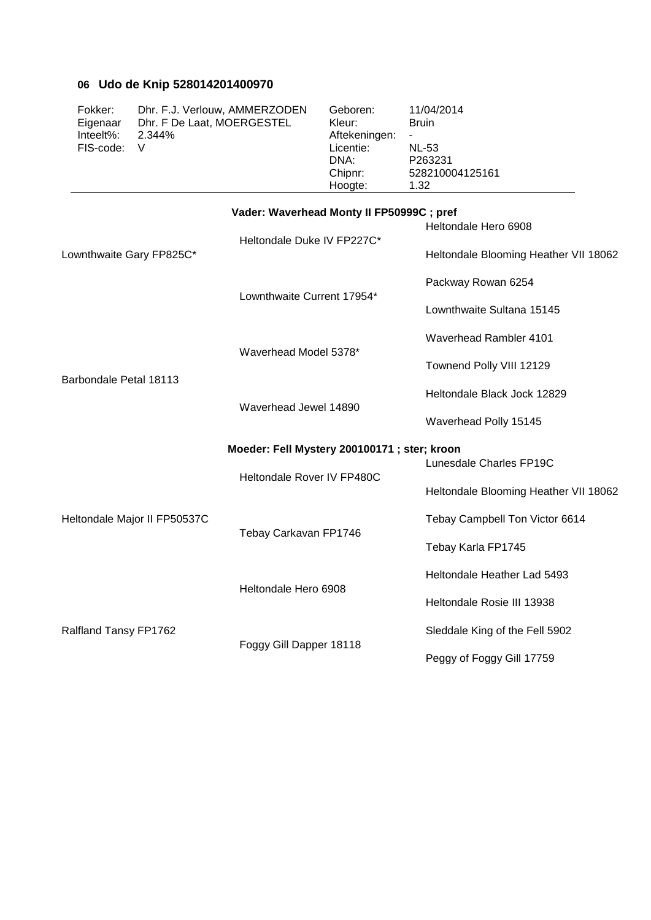### 06 Udo de Knip 528014201400970

| | | | |
|---|---|---|---|
| Fokker: | Dhr. F.J. Verlouw, AMMERZODEN | Geboren: | 11/04/2014 |
| Eigenaar | Dhr. F De Laat, MOERGESTEL | Kleur: | Bruin |
| Inteelt%: | 2.344% | Aftekeningen: | - |
| FIS-code: | V | Licentie: | NL-53 |
| | | DNA: | P263231 |
| | | Chipnr: | 528210004125161 |
| | | Hoogte: | 1.32 |

**Vader: Waverhead Monty II FP50999C ; pref**

| | | |
|---|---|---|
| Lownthwaite Gary FP825C* | Heltondale Duke IV FP227C* | Heltondale Hero 6908 |
| | | Heltondale Blooming Heather VII 18062 |
| | Lownthwaite Current 17954* | Packway Rowan 6254 |
| | | Lownthwaite Sultana 15145 |
| Barbondale Petal 18113 | Waverhead Model 5378* | Waverhead Rambler 4101 |
| | | Townend Polly VIII 12129 |
| | Waverhead Jewel 14890 | Heltondale Black Jock 12829 |
| | | Waverhead Polly 15145 |

**Moeder: Fell Mystery 200100171 ; ster; kroon**

| | | |
|---|---|---|
| Heltondale Major II FP50537C | Heltondale Rover IV FP480C | Lunesdale Charles FP19C |
| | | Heltondale Blooming Heather VII 18062 |
| | Tebay Carkavan FP1746 | Tebay Campbell Ton Victor 6614 |
| | | Tebay Karla FP1745 |
| Ralfland Tansy FP1762 | Heltondale Hero 6908 | Heltondale Heather Lad 5493 |
| | | Heltondale Rosie III 13938 |
| | Foggy Gill Dapper 18118 | Sleddale King of the Fell 5902 |
| | | Peggy of Foggy Gill 17759 |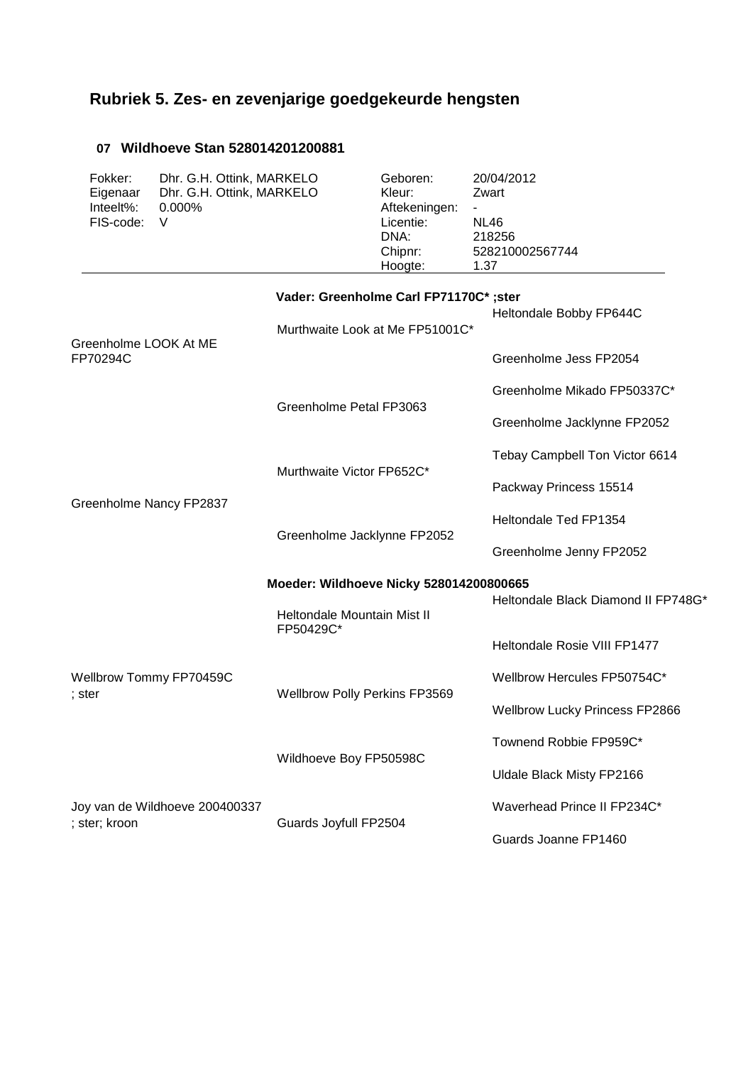## Rubriek 5. Zes- en zevenjarige goedgekeurde hengsten

### 07 Wildhoeve Stan 528014201200881

| | | | |
|---|---|---|---|
| Fokker: | Dhr. G.H. Ottink, MARKELO | Geboren: | 20/04/2012 |
| Eigenaar | Dhr. G.H. Ottink, MARKELO | Kleur: | Zwart |
| Inteelt%: | 0.000% | Aftekeningen: | - |
| FIS-code: | V | Licentie: | NL46 |
| | | DNA: | 218256 |
| | | Chipnr: | 528210002567744 |
| | | Hoogte: | 1.37 |

**Vader: Greenholme Carl FP71170C* ;ster**

| | | |
|---|---|---|
| Greenholme LOOK At ME FP70294C | Murthwaite Look at Me FP51001C* | Heltondale Bobby FP644C |
| | | Greenholme Jess FP2054 |
| | Greenholme Petal FP3063 | Greenholme Mikado FP50337C* |
| | | Greenholme Jacklynne FP2052 |
| Greenholme Nancy FP2837 | Murthwaite Victor FP652C* | Tebay Campbell Ton Victor 6614 |
| | | Packway Princess 15514 |
| | Greenholme Jacklynne FP2052 | Heltondale Ted FP1354 |
| | | Greenholme Jenny FP2052 |

**Moeder: Wildhoeve Nicky 528014200800665**

| | | |
|---|---|---|
| Wellbrow Tommy FP70459C ; ster | Heltondale Mountain Mist II FP50429C* | Heltondale Black Diamond II FP748G* |
| | | Heltondale Rosie VIII FP1477 |
| | Wellbrow Polly Perkins FP3569 | Wellbrow Hercules FP50754C* |
| | | Wellbrow Lucky Princess FP2866 |
| Joy van de Wildhoeve 200400337 ; ster; kroon | Wildhoeve Boy FP50598C | Townend Robbie FP959C* |
| | | Uldale Black Misty FP2166 |
| | Guards Joyfull FP2504 | Waverhead Prince II FP234C* |
| | | Guards Joanne FP1460 |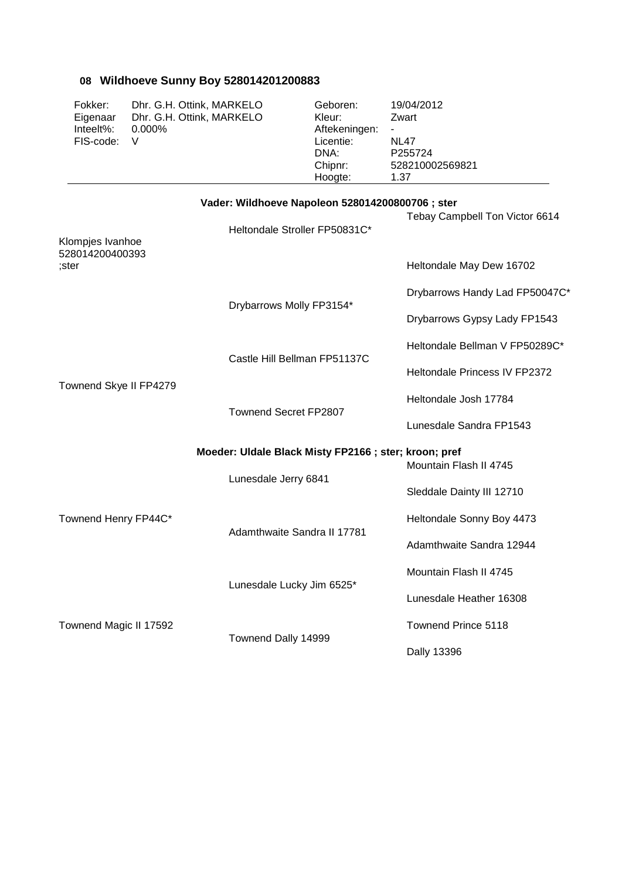### 08 Wildhoeve Sunny Boy 528014201200883

| | | | |
|---|---|---|---|
| Fokker: | Dhr. G.H. Ottink, MARKELO | Geboren: | 19/04/2012 |
| Eigenaar | Dhr. G.H. Ottink, MARKELO | Kleur: | Zwart |
| Inteelt%: | 0.000% | Aftekeningen: | - |
| FIS-code: | V | Licentie: | NL47 |
| | | DNA: | P255724 |
| | | Chipnr: | 528210002569821 |
| | | Hoogte: | 1.37 |

**Vader: Wildhoeve Napoleon 528014200800706 ; ster**

| | | |
|---|---|---|
| Klompjes Ivanhoe 528014200400393 ;ster | Heltondale Stroller FP50831C* | Tebay Campbell Ton Victor 6614 |
| | | Heltondale May Dew 16702 |
| | Drybarrows Molly FP3154* | Drybarrows Handy Lad FP50047C* |
| | | Drybarrows Gypsy Lady FP1543 |
| Townend Skye II FP4279 | Castle Hill Bellman FP51137C | Heltondale Bellman V FP50289C* |
| | | Heltondale Princess IV FP2372 |
| | Townend Secret FP2807 | Heltondale Josh 17784 |
| | | Lunesdale Sandra FP1543 |

**Moeder: Uldale Black Misty FP2166 ; ster; kroon; pref**

| | | |
|---|---|---|
| Townend Henry FP44C* | Lunesdale Jerry 6841 | Mountain Flash II 4745 |
| | | Sleddale Dainty III 12710 |
| | Adamthwaite Sandra II 17781 | Heltondale Sonny Boy 4473 |
| | | Adamthwaite Sandra 12944 |
| Townend Magic II 17592 | Lunesdale Lucky Jim 6525* | Mountain Flash II 4745 |
| | | Lunesdale Heather 16308 |
| | Townend Dally 14999 | Townend Prince 5118 |
| | | Dally 13396 |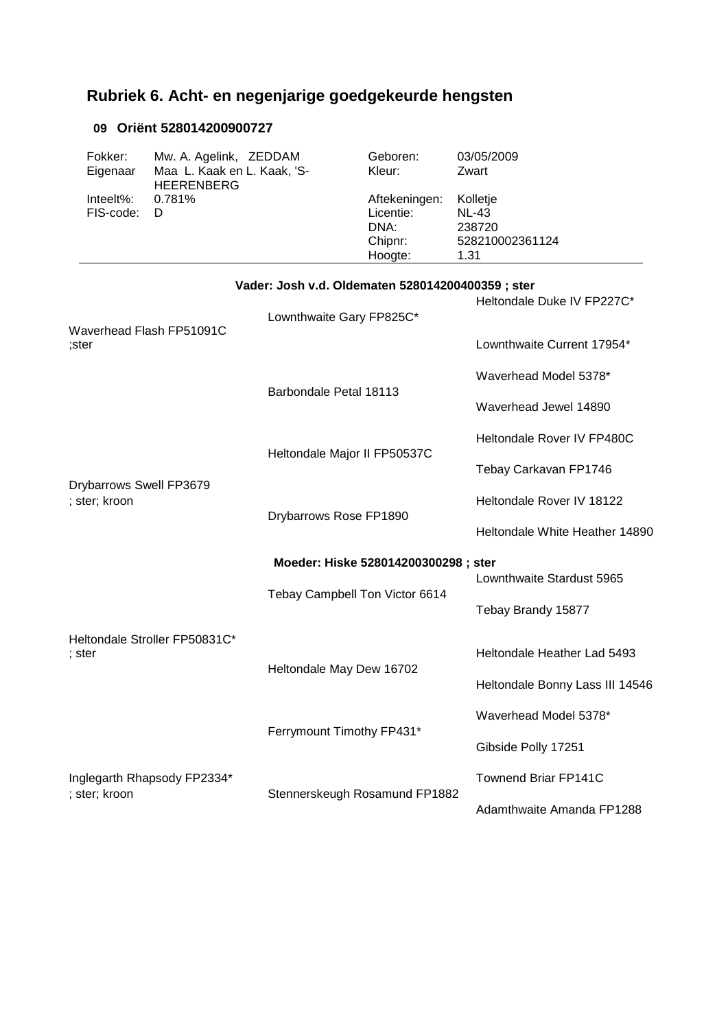## Rubriek 6. Acht- en negenjarige goedgekeurde hengsten

### 09 Oriënt 528014200900727

| | | | |
|---|---|---|---|
| Fokker: | Mw. A. Agelink, ZEDDAM | Geboren: | 03/05/2009 |
| Eigenaar | Maa L. Kaak en L. Kaak, 'S-HEERENBERG | Kleur: | Zwart |
| Inteelt%: | 0.781% | Aftekeningen: | Kolletje |
| FIS-code: | D | Licentie: | NL-43 |
| | | DNA: | 238720 |
| | | Chipnr: | 528210002361124 |
| | | Hoogte: | 1.31 |

**Vader: Josh v.d. Oldematen 528014200400359 ; ster**

| | | |
|---|---|---|
| Waverhead Flash FP51091C ;ster | Lownthwaite Gary FP825C* | Heltondale Duke IV FP227C* |
| | | Lownthwaite Current 17954* |
| | Barbondale Petal 18113 | Waverhead Model 5378* |
| | | Waverhead Jewel 14890 |
| Drybarrows Swell FP3679 ; ster; kroon | Heltondale Major II FP50537C | Heltondale Rover IV FP480C |
| | | Tebay Carkavan FP1746 |
| | Drybarrows Rose FP1890 | Heltondale Rover IV 18122 |
| | | Heltondale White Heather 14890 |

**Moeder: Hiske 528014200300298 ; ster**

| | | |
|---|---|---|
| Heltondale Stroller FP50831C* ; ster | Tebay Campbell Ton Victor 6614 | Lownthwaite Stardust 5965 |
| | | Tebay Brandy 15877 |
| | Heltondale May Dew 16702 | Heltondale Heather Lad 5493 |
| | | Heltondale Bonny Lass III 14546 |
| Inglegarth Rhapsody FP2334* ; ster; kroon | Ferrymount Timothy FP431* | Waverhead Model 5378* |
| | | Gibside Polly 17251 |
| | Stennerskeugh Rosamund FP1882 | Townend Briar FP141C |
| | | Adamthwaite Amanda FP1288 |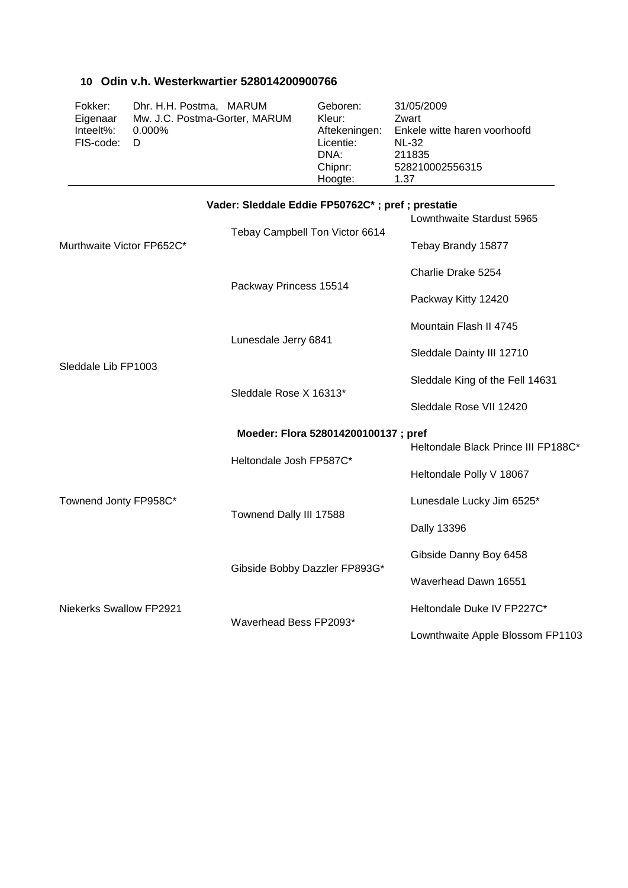## 10 Odin v.h. Westerkwartier 528014200900766

| | | | |
|---|---|---|---|
| Fokker: | Dhr. H.H. Postma, MARUM | Geboren: | 31/05/2009 |
| Eigenaar | Mw. J.C. Postma-Gorter, MARUM | Kleur: | Zwart |
| Inteelt%: | 0.000% | Aftekeningen: | Enkele witte haren voorhoofd |
| FIS-code: | D | Licentie: | NL-32 |
| | | DNA: | 211835 |
| | | Chipnr: | 528210002556315 |
| | | Hoogte: | 1.37 |

**Vader: Sleddale Eddie FP50762C* ; pref ; prestatie**

| | | |
|---|---|---|
| Murthwaite Victor FP652C* | Tebay Campbell Ton Victor 6614 | Lownthwaite Stardust 5965 |
| | | Tebay Brandy 15877 |
| | Packway Princess 15514 | Charlie Drake 5254 |
| | | Packway Kitty 12420 |
| Sleddale Lib FP1003 | Lunesdale Jerry 6841 | Mountain Flash II 4745 |
| | | Sleddale Dainty III 12710 |
| | Sleddale Rose X 16313* | Sleddale King of the Fell 14631 |
| | | Sleddale Rose VII 12420 |

**Moeder: Flora 528014200100137 ; pref**

| | | |
|---|---|---|
| Townend Jonty FP958C* | Heltondale Josh FP587C* | Heltondale Black Prince III FP188C* |
| | | Heltondale Polly V 18067 |
| | Townend Dally III 17588 | Lunesdale Lucky Jim 6525* |
| | | Dally 13396 |
| Niekerks Swallow FP2921 | Gibside Bobby Dazzler FP893G* | Gibside Danny Boy 6458 |
| | | Waverhead Dawn 16551 |
| | Waverhead Bess FP2093* | Heltondale Duke IV FP227C* |
| | | Lownthwaite Apple Blossom FP1103 |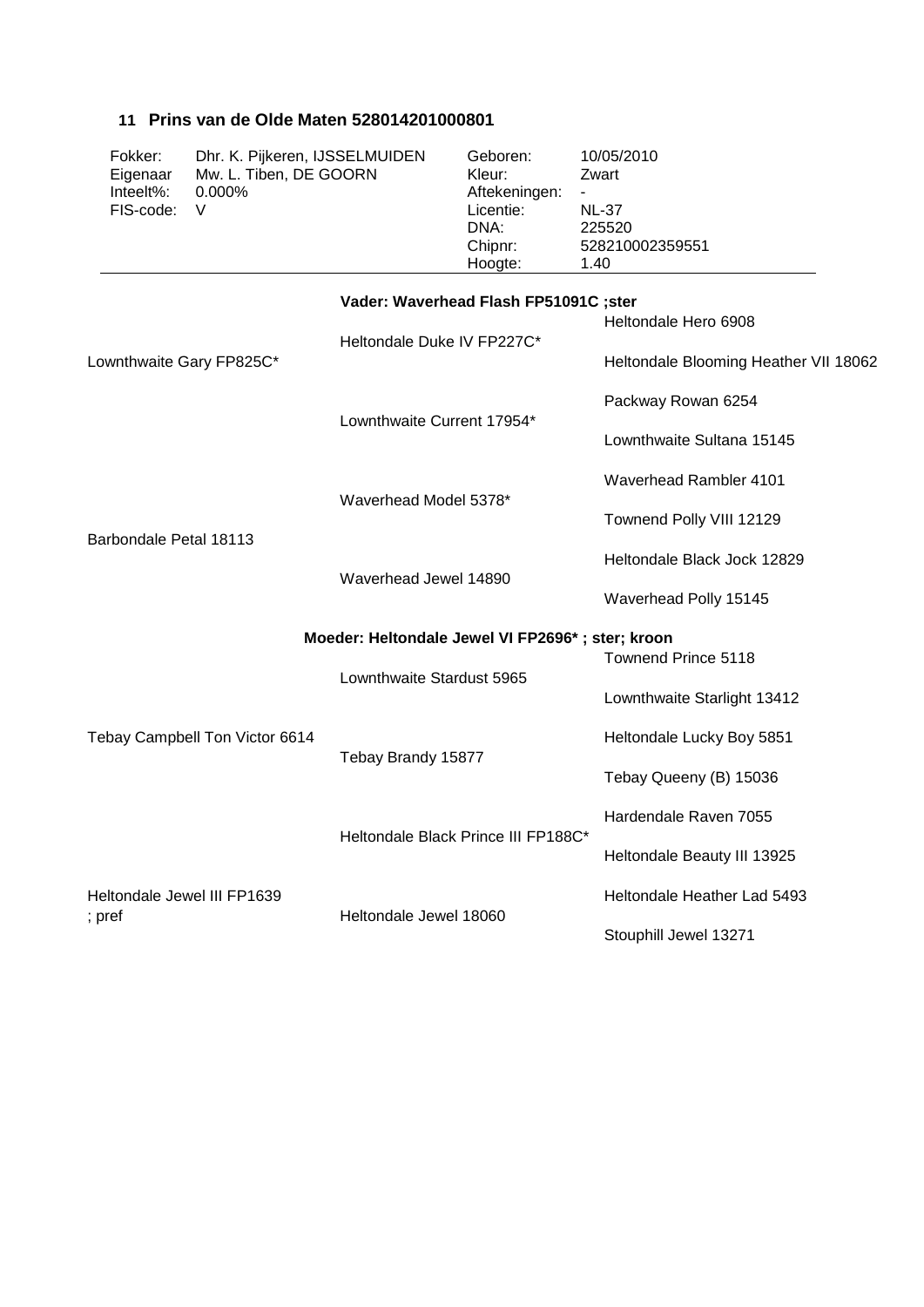## 11 Prins van de Olde Maten 528014201000801

| | | | |
|---|---|---|---|
| Fokker: | Dhr. K. Pijkeren, IJSSELMUIDEN | Geboren: | 10/05/2010 |
| Eigenaar | Mw. L. Tiben, DE GOORN | Kleur: | Zwart |
| Inteelt%: | 0.000% | Aftekeningen: | - |
| FIS-code: | V | Licentie: | NL-37 |
| | | DNA: | 225520 |
| | | Chipnr: | 528210002359551 |
| | | Hoogte: | 1.40 |

**Vader: Waverhead Flash FP51091C ;ster**

| | | |
|---|---|---|
| Lownthwaite Gary FP825C* | Heltondale Duke IV FP227C* | Heltondale Hero 6908 |
| | | Heltondale Blooming Heather VII 18062 |
| | Lownthwaite Current 17954* | Packway Rowan 6254 |
| | | Lownthwaite Sultana 15145 |
| Barbondale Petal 18113 | Waverhead Model 5378* | Waverhead Rambler 4101 |
| | | Townend Polly VIII 12129 |
| | Waverhead Jewel 14890 | Heltondale Black Jock 12829 |
| | | Waverhead Polly 15145 |

**Moeder: Heltondale Jewel VI FP2696* ; ster; kroon**

| | | |
|---|---|---|
| Tebay Campbell Ton Victor 6614 | Lownthwaite Stardust 5965 | Townend Prince 5118 |
| | | Lownthwaite Starlight 13412 |
| | Tebay Brandy 15877 | Heltondale Lucky Boy 5851 |
| | | Tebay Queeny (B) 15036 |
| Heltondale Jewel III FP1639 ; pref | Heltondale Black Prince III FP188C* | Hardendale Raven 7055 |
| | | Heltondale Beauty III 13925 |
| | Heltondale Jewel 18060 | Heltondale Heather Lad 5493 |
| | | Stouphill Jewel 13271 |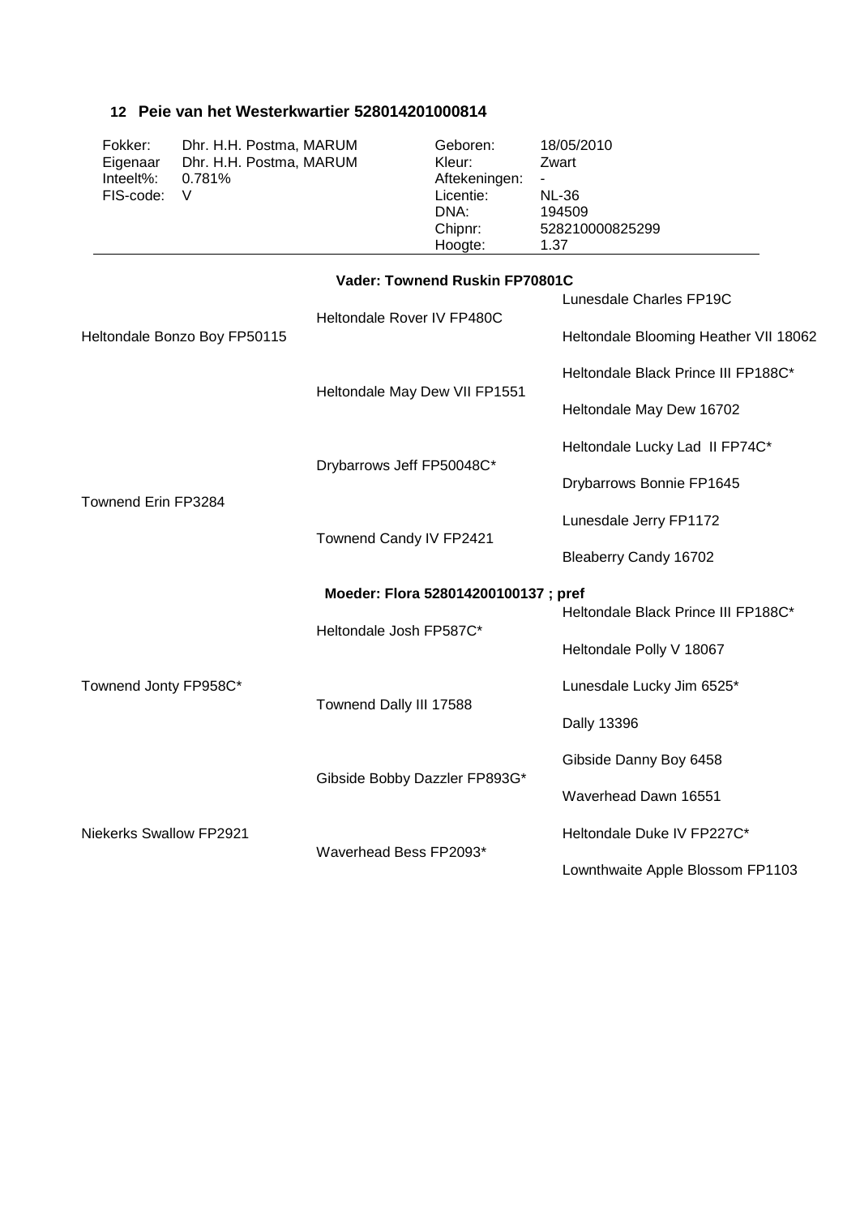## 12 Peie van het Westerkwartier 528014201000814

| | | | |
|---|---|---|---|
| Fokker: | Dhr. H.H. Postma, MARUM | Geboren: | 18/05/2010 |
| Eigenaar | Dhr. H.H. Postma, MARUM | Kleur: | Zwart |
| Inteelt%: | 0.781% | Aftekeningen: | - |
| FIS-code: | V | Licentie: | NL-36 |
| | | DNA: | 194509 |
| | | Chipnr: | 528210000825299 |
| | | Hoogte: | 1.37 |

**Vader: Townend Ruskin FP70801C**

| | | |
|---|---|---|
| Heltondale Bonzo Boy FP50115 | Heltondale Rover IV FP480C | Lunesdale Charles FP19C |
| | | Heltondale Blooming Heather VII 18062 |
| | Heltondale May Dew VII FP1551 | Heltondale Black Prince III FP188C* |
| | | Heltondale May Dew 16702 |
| Townend Erin FP3284 | Drybarrows Jeff FP50048C* | Heltondale Lucky Lad II FP74C* |
| | | Drybarrows Bonnie FP1645 |
| | Townend Candy IV FP2421 | Lunesdale Jerry FP1172 |
| | | Bleaberry Candy 16702 |

**Moeder: Flora 528014200100137 ; pref**

| | | |
|---|---|---|
| Townend Jonty FP958C* | Heltondale Josh FP587C* | Heltondale Black Prince III FP188C* |
| | | Heltondale Polly V 18067 |
| | Townend Dally III 17588 | Lunesdale Lucky Jim 6525* |
| | | Dally 13396 |
| Niekerks Swallow FP2921 | Gibside Bobby Dazzler FP893G* | Gibside Danny Boy 6458 |
| | | Waverhead Dawn 16551 |
| | Waverhead Bess FP2093* | Heltondale Duke IV FP227C* |
| | | Lownthwaite Apple Blossom FP1103 |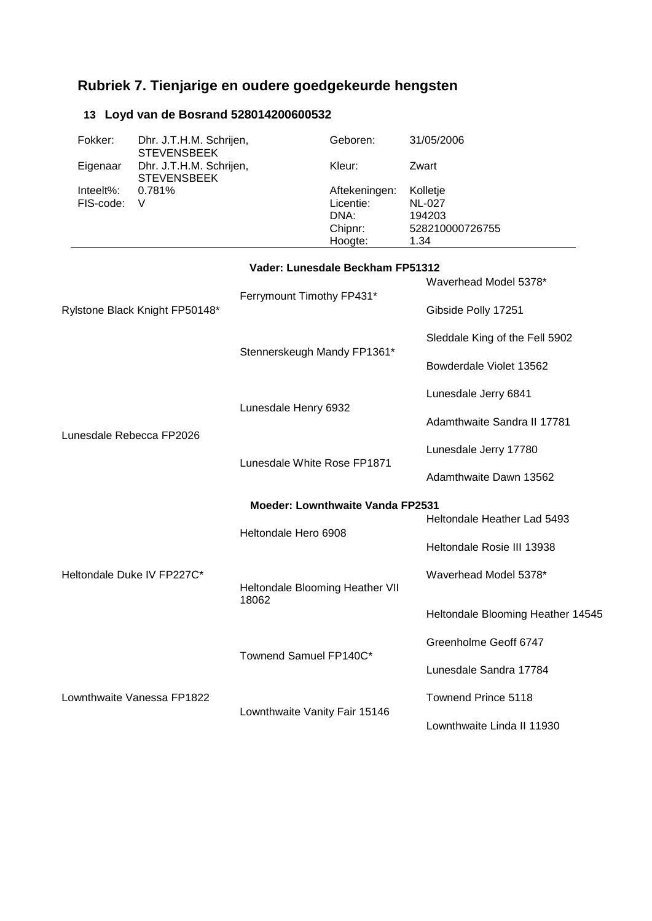## Rubriek 7. Tienjarige en oudere goedgekeurde hengsten

### 13 Loyd van de Bosrand 528014200600532

| | | | |
|---|---|---|---|
| Fokker: | Dhr. J.T.H.M. Schrijen, STEVENSBEEK | Geboren: | 31/05/2006 |
| Eigenaar | Dhr. J.T.H.M. Schrijen, STEVENSBEEK | Kleur: | Zwart |
| Inteelt%: | 0.781% | Aftekeningen: | Kolletje |
| FIS-code: | V | Licentie: | NL-027 |
| | | DNA: | 194203 |
| | | Chipnr: | 528210000726755 |
| | | Hoogte: | 1.34 |

**Vader: Lunesdale Beckham FP51312**

| | | |
|---|---|---|
| Rylstone Black Knight FP50148* | Ferrymount Timothy FP431* | Waverhead Model 5378* |
| | | Gibside Polly 17251 |
| | Stennerskeugh Mandy FP1361* | Sleddale King of the Fell 5902 |
| | | Bowderdale Violet 13562 |
| Lunesdale Rebecca FP2026 | Lunesdale Henry 6932 | Lunesdale Jerry 6841 |
| | | Adamthwaite Sandra II 17781 |
| | Lunesdale White Rose FP1871 | Lunesdale Jerry 17780 |
| | | Adamthwaite Dawn 13562 |

**Moeder: Lownthwaite Vanda FP2531**

| | | |
|---|---|---|
| Heltondale Duke IV FP227C* | Heltondale Hero 6908 | Heltondale Heather Lad 5493 |
| | | Heltondale Rosie III 13938 |
| | Heltondale Blooming Heather VII 18062 | Waverhead Model 5378* |
| | | Heltondale Blooming Heather 14545 |
| Lownthwaite Vanessa FP1822 | Townend Samuel FP140C* | Greenholme Geoff 6747 |
| | | Lunesdale Sandra 17784 |
| | Lownthwaite Vanity Fair 15146 | Townend Prince 5118 |
| | | Lownthwaite Linda II 11930 |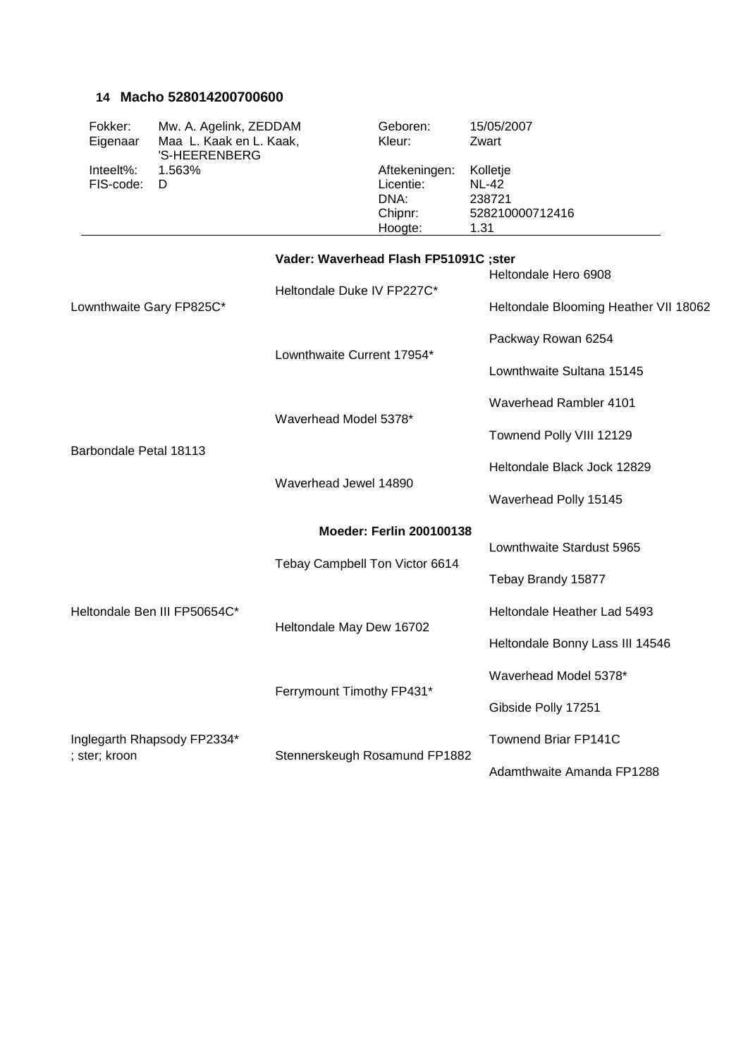### 14 Macho 528014200700600

| | | | |
|---|---|---|---|
| Fokker: | Mw. A. Agelink, ZEDDAM | Geboren: | 15/05/2007 |
| Eigenaar | Maa L. Kaak en L. Kaak, 'S-HEERENBERG | Kleur: | Zwart |
| Inteelt%: | 1.563% | Aftekeningen: | Kolletje |
| FIS-code: | D | Licentie: | NL-42 |
| | | DNA: | 238721 |
| | | Chipnr: | 528210000712416 |
| | | Hoogte: | 1.31 |

**Vader: Waverhead Flash FP51091C ;ster**

| | | |
|---|---|---|
| Lownthwaite Gary FP825C* | Heltondale Duke IV FP227C* | Heltondale Hero 6908 |
| | | Heltondale Blooming Heather VII 18062 |
| | Lownthwaite Current 17954* | Packway Rowan 6254 |
| | | Lownthwaite Sultana 15145 |
| Barbondale Petal 18113 | Waverhead Model 5378* | Waverhead Rambler 4101 |
| | | Townend Polly VIII 12129 |
| | Waverhead Jewel 14890 | Heltondale Black Jock 12829 |
| | | Waverhead Polly 15145 |

**Moeder: Ferlin 200100138**

| | | |
|---|---|---|
| Heltondale Ben III FP50654C* | Tebay Campbell Ton Victor 6614 | Lownthwaite Stardust 5965 |
| | | Tebay Brandy 15877 |
| | Heltondale May Dew 16702 | Heltondale Heather Lad 5493 |
| | | Heltondale Bonny Lass III 14546 |
| Inglegarth Rhapsody FP2334* ; ster; kroon | Ferrymount Timothy FP431* | Waverhead Model 5378* |
| | | Gibside Polly 17251 |
| | Stennerskeugh Rosamund FP1882 | Townend Briar FP141C |
| | | Adamthwaite Amanda FP1288 |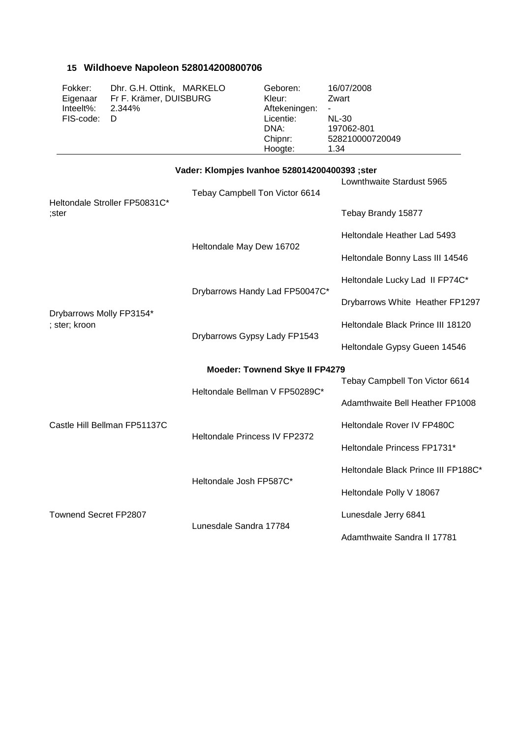### 15 Wildhoeve Napoleon 528014200800706

| | | | |
|---|---|---|---|
| Fokker: | Dhr. G.H. Ottink, MARKELO | Geboren: | 16/07/2008 |
| Eigenaar | Fr F. Krämer, DUISBURG | Kleur: | Zwart |
| Inteelt%: | 2.344% | Aftekeningen: | - |
| FIS-code: | D | Licentie: | NL-30 |
| | | DNA: | 197062-801 |
| | | Chipnr: | 528210000720049 |
| | | Hoogte: | 1.34 |

**Vader: Klompjes Ivanhoe 528014200400393 ;ster**

| | | |
|---|---|---|
| Heltondale Stroller FP50831C* ;ster | Tebay Campbell Ton Victor 6614 | Lownthwaite Stardust 5965 |
| | | Tebay Brandy 15877 |
| | Heltondale May Dew 16702 | Heltondale Heather Lad 5493 |
| | | Heltondale Bonny Lass III 14546 |
| Drybarrows Molly FP3154* ; ster; kroon | Drybarrows Handy Lad FP50047C* | Heltondale Lucky Lad II FP74C* |
| | | Drybarrows White Heather FP1297 |
| | Drybarrows Gypsy Lady FP1543 | Heltondale Black Prince III 18120 |
| | | Heltondale Gypsy Gueen 14546 |

**Moeder: Townend Skye II FP4279**

| | | |
|---|---|---|
| Castle Hill Bellman FP51137C | Heltondale Bellman V FP50289C* | Tebay Campbell Ton Victor 6614 |
| | | Adamthwaite Bell Heather FP1008 |
| | Heltondale Princess IV FP2372 | Heltondale Rover IV FP480C |
| | | Heltondale Princess FP1731* |
| Townend Secret FP2807 | Heltondale Josh FP587C* | Heltondale Black Prince III FP188C* |
| | | Heltondale Polly V 18067 |
| | Lunesdale Sandra 17784 | Lunesdale Jerry 6841 |
| | | Adamthwaite Sandra II 17781 |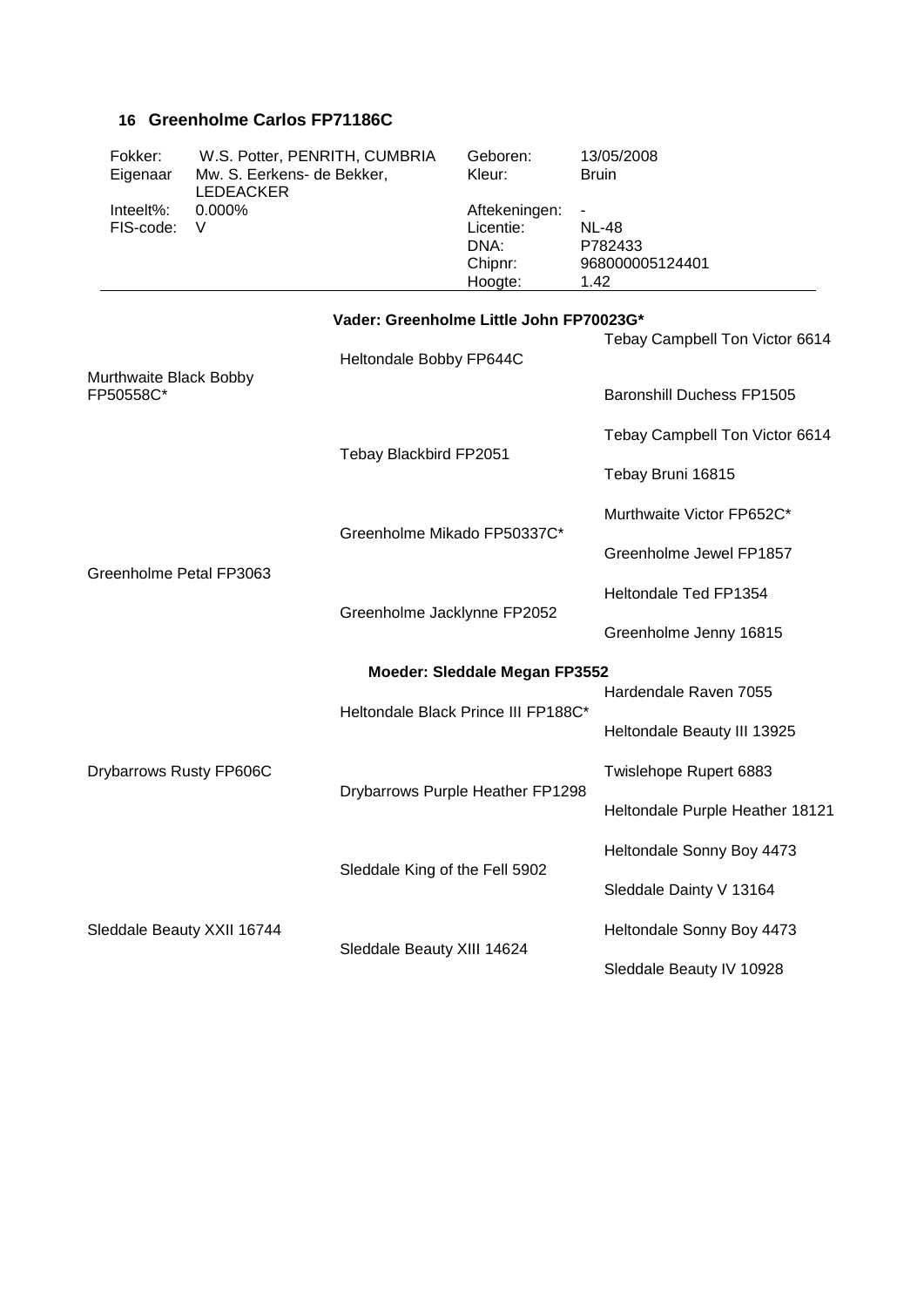## 16 Greenholme Carlos FP71186C

| | | | |
|---|---|---|---|
| Fokker: | W.S. Potter, PENRITH, CUMBRIA | Geboren: | 13/05/2008 |
| Eigenaar | Mw. S. Eerkens- de Bekker, LEDEACKER | Kleur: | Bruin |
| Inteelt%: | 0.000% | Aftekeningen: | - |
| FIS-code: | V | Licentie: | NL-48 |
| | | DNA: | P782433 |
| | | Chipnr: | 968000005124401 |
| | | Hoogte: | 1.42 |

**Vader: Greenholme Little John FP70023G***

| | | |
|---|---|---|
| Murthwaite Black Bobby FP50558C* | Heltondale Bobby FP644C | Tebay Campbell Ton Victor 6614 |
| | | Baronshill Duchess FP1505 |
| | Tebay Blackbird FP2051 | Tebay Campbell Ton Victor 6614 |
| | | Tebay Bruni 16815 |
| Greenholme Petal FP3063 | Greenholme Mikado FP50337C* | Murthwaite Victor FP652C* |
| | | Greenholme Jewel FP1857 |
| | Greenholme Jacklynne FP2052 | Heltondale Ted FP1354 |
| | | Greenholme Jenny 16815 |

**Moeder: Sleddale Megan FP3552**

| | | |
|---|---|---|
| Drybarrows Rusty FP606C | Heltondale Black Prince III FP188C* | Hardendale Raven 7055 |
| | | Heltondale Beauty III 13925 |
| | Drybarrows Purple Heather FP1298 | Twislehope Rupert 6883 |
| | | Heltondale Purple Heather 18121 |
| Sleddale Beauty XXII 16744 | Sleddale King of the Fell 5902 | Heltondale Sonny Boy 4473 |
| | | Sleddale Dainty V 13164 |
| | Sleddale Beauty XIII 14624 | Heltondale Sonny Boy 4473 |
| | | Sleddale Beauty IV 10928 |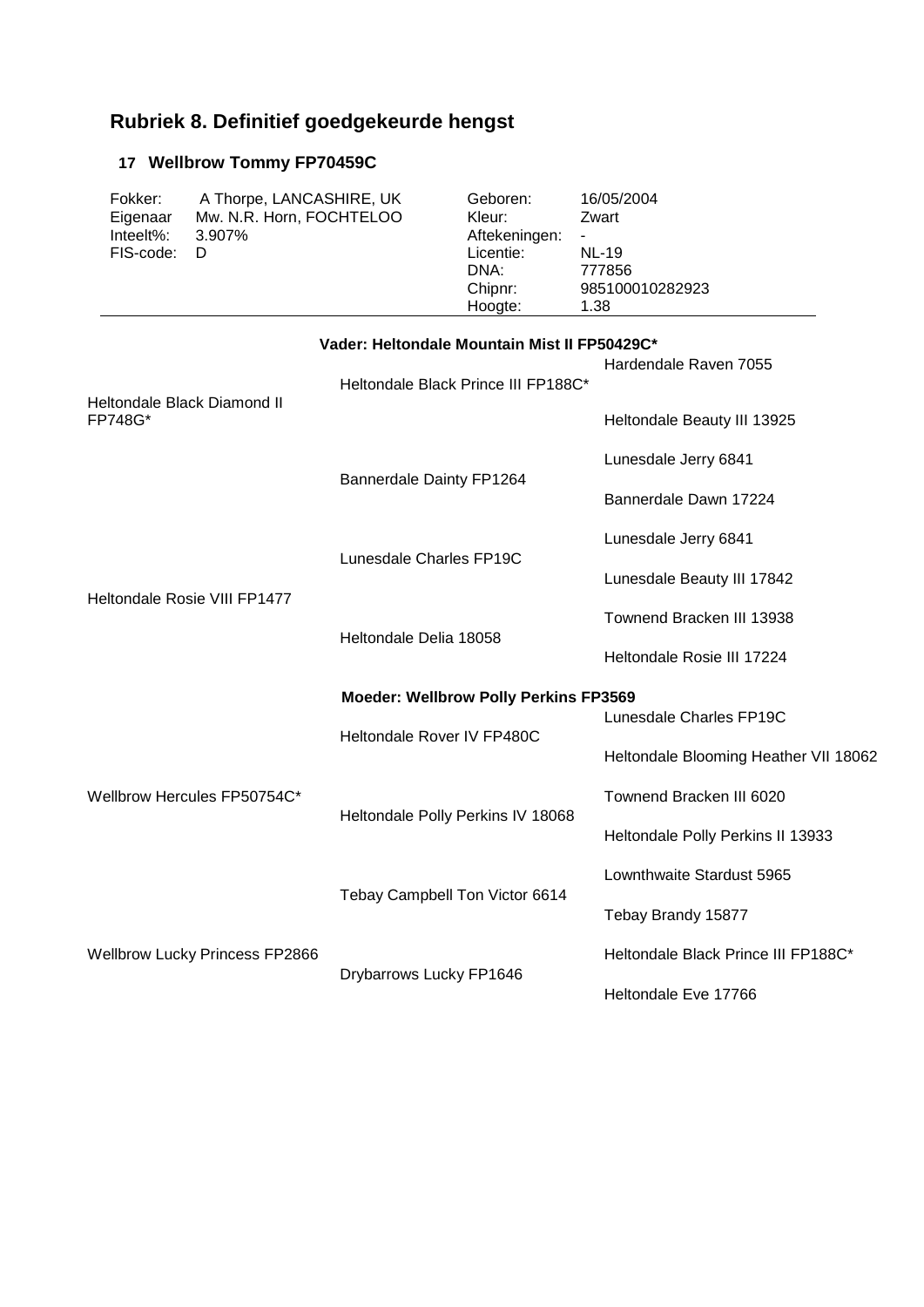# Rubriek 8. Definitief goedgekeurde hengst

## 17 Wellbrow Tommy FP70459C

| | | | |
|---|---|---|---|
| Fokker: | A Thorpe, LANCASHIRE, UK | Geboren: | 16/05/2004 |
| Eigenaar | Mw. N.R. Horn, FOCHTELOO | Kleur: | Zwart |
| Inteelt%: | 3.907% | Aftekeningen: | - |
| FIS-code: | D | Licentie: | NL-19 |
| | | DNA: | 777856 |
| | | Chipnr: | 985100010282923 |
| | | Hoogte: | 1.38 |

**Vader: Heltondale Mountain Mist II FP50429C***

| | | |
|---|---|---|
| Heltondale Black Diamond II FP748G* | Heltondale Black Prince III FP188C* | Hardendale Raven 7055 |
| | | Heltondale Beauty III 13925 |
| | Bannerdale Dainty FP1264 | Lunesdale Jerry 6841 |
| | | Bannerdale Dawn 17224 |
| Heltondale Rosie VIII FP1477 | Lunesdale Charles FP19C | Lunesdale Jerry 6841 |
| | | Lunesdale Beauty III 17842 |
| | Heltondale Delia 18058 | Townend Bracken III 13938 |
| | | Heltondale Rosie III 17224 |

**Moeder: Wellbrow Polly Perkins FP3569**

| | | |
|---|---|---|
| Wellbrow Hercules FP50754C* | Heltondale Rover IV FP480C | Lunesdale Charles FP19C |
| | | Heltondale Blooming Heather VII 18062 |
| | Heltondale Polly Perkins IV 18068 | Townend Bracken III 6020 |
| | | Heltondale Polly Perkins II 13933 |
| Wellbrow Lucky Princess FP2866 | Tebay Campbell Ton Victor 6614 | Lownthwaite Stardust 5965 |
| | | Tebay Brandy 15877 |
| | Drybarrows Lucky FP1646 | Heltondale Black Prince III FP188C* |
| | | Heltondale Eve 17766 |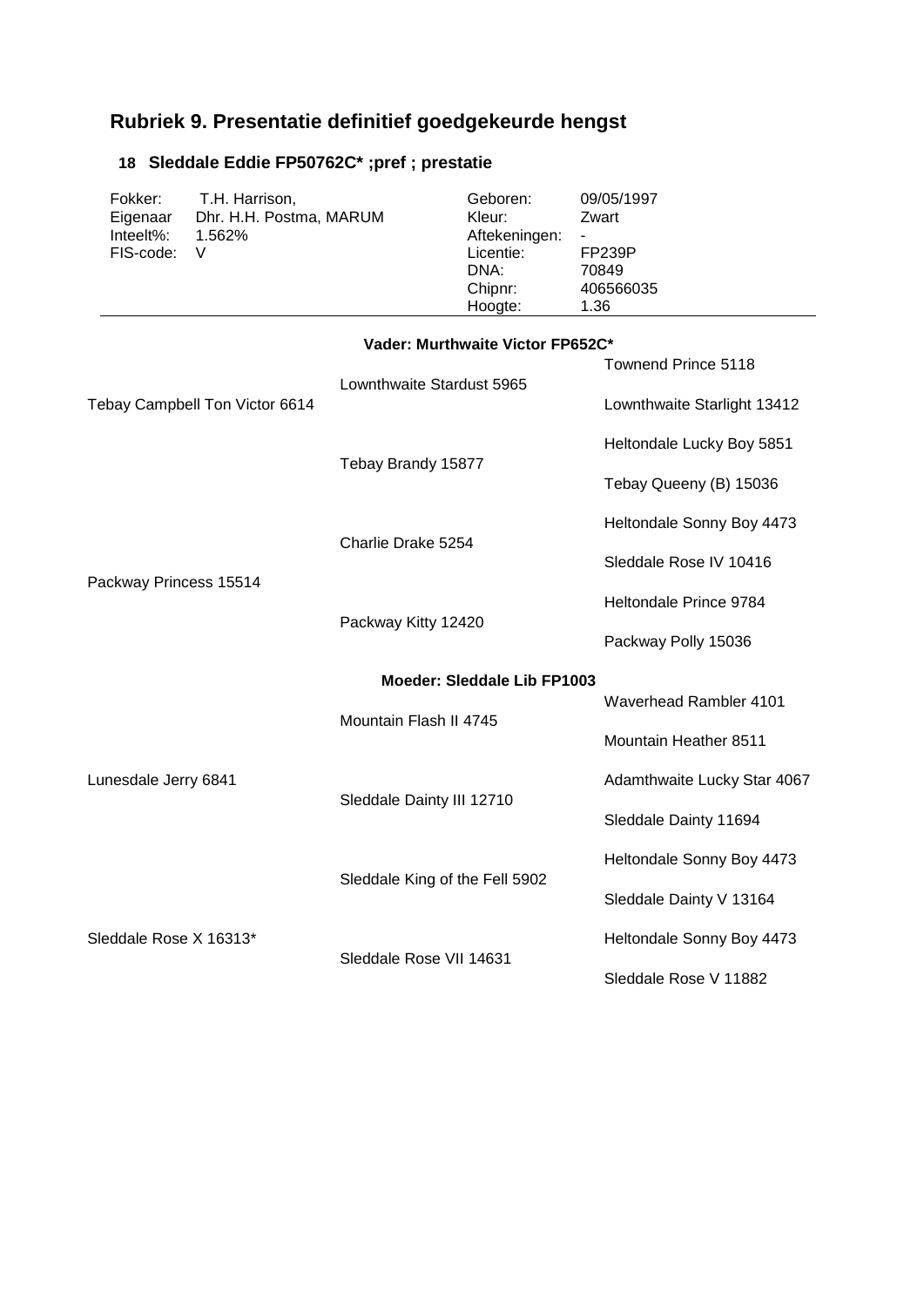# Rubriek 9. Presentatie definitief goedgekeurde hengst

## 18 Sleddale Eddie FP50762C* ;pref ; prestatie

| | | | |
|---|---|---|---|
| Fokker: | T.H. Harrison, | Geboren: | 09/05/1997 |
| Eigenaar | Dhr. H.H. Postma, MARUM | Kleur: | Zwart |
| Inteelt%: | 1.562% | Aftekeningen: | - |
| FIS-code: | V | Licentie: | FP239P |
| | | DNA: | 70849 |
| | | Chipnr: | 406566035 |
| | | Hoogte: | 1.36 |

**Vader: Murthwaite Victor FP652C***

| | | |
|---|---|---|
| Tebay Campbell Ton Victor 6614 | Lownthwaite Stardust 5965 | Townend Prince 5118 |
| | | Lownthwaite Starlight 13412 |
| | Tebay Brandy 15877 | Heltondale Lucky Boy 5851 |
| | | Tebay Queeny (B) 15036 |
| Packway Princess 15514 | Charlie Drake 5254 | Heltondale Sonny Boy 4473 |
| | | Sleddale Rose IV 10416 |
| | Packway Kitty 12420 | Heltondale Prince 9784 |
| | | Packway Polly 15036 |

**Moeder: Sleddale Lib FP1003**

| | | |
|---|---|---|
| Lunesdale Jerry 6841 | Mountain Flash II 4745 | Waverhead Rambler 4101 |
| | | Mountain Heather 8511 |
| | Sleddale Dainty III 12710 | Adamthwaite Lucky Star 4067 |
| | | Sleddale Dainty 11694 |
| Sleddale Rose X 16313* | Sleddale King of the Fell 5902 | Heltondale Sonny Boy 4473 |
| | | Sleddale Dainty V 13164 |
| | Sleddale Rose VII 14631 | Heltondale Sonny Boy 4473 |
| | | Sleddale Rose V 11882 |